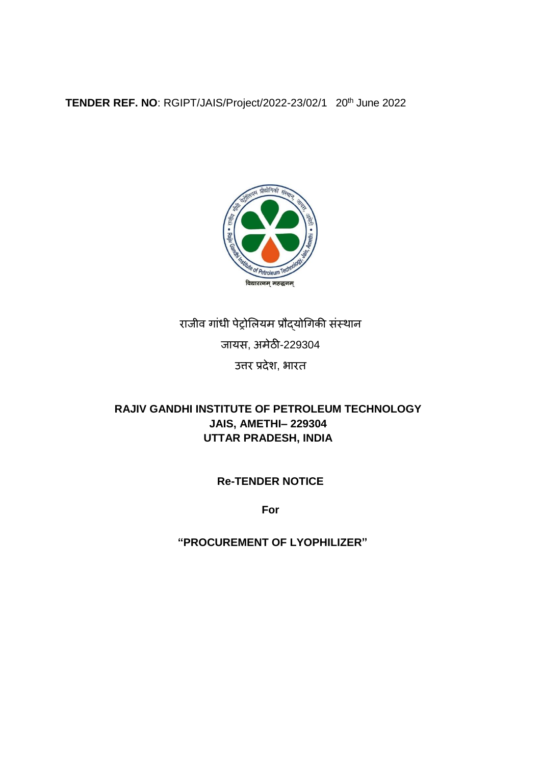**TENDER REF. NO**: RGIPT/JAIS/Project/2022-23/02/1 20th June 2022

राजीव गांधी पेट्रोलियम प्रौद्योगिकी संस्थान

जायस, अमेठी-229304

उत्तर प्रदेश, भारत

**RAJIV GANDHI INSTITUTE OF PETROLEUM TECHNOLOGY**
**JAIS, AMETHI– 229304**
**UTTAR PRADESH, INDIA**

**Re-TENDER NOTICE**

**For**

**"PROCUREMENT OF LYOPHILIZER"**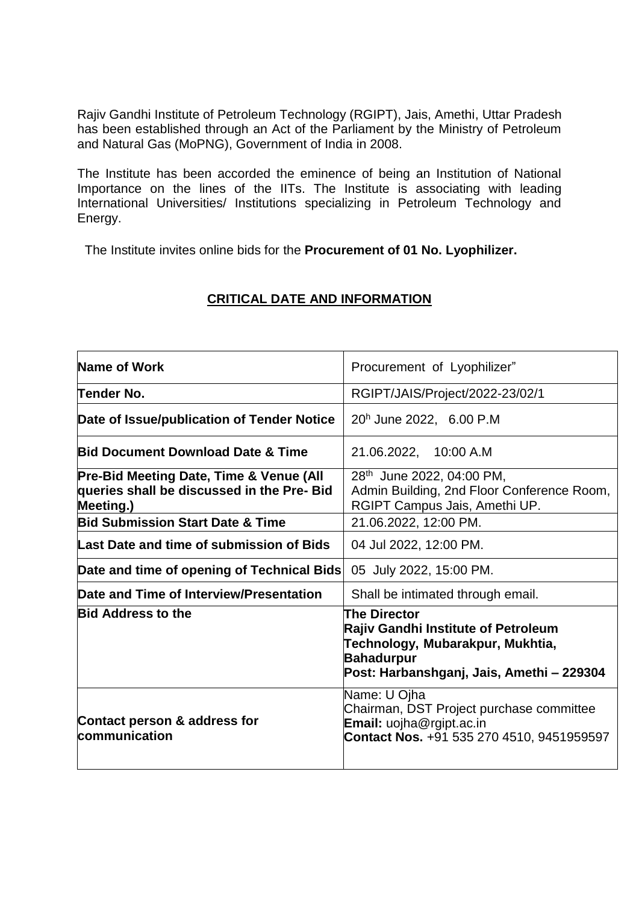Rajiv Gandhi Institute of Petroleum Technology (RGIPT), Jais, Amethi, Uttar Pradesh has been established through an Act of the Parliament by the Ministry of Petroleum and Natural Gas (MoPNG), Government of India in 2008.

The Institute has been accorded the eminence of being an Institution of National Importance on the lines of the IITs. The Institute is associating with leading International Universities/ Institutions specializing in Petroleum Technology and Energy.

The Institute invites online bids for the **Procurement of 01 No. Lyophilizer.**

## CRITICAL DATE AND INFORMATION

| | |
|---|---|
| **Name of Work** | Procurement of Lyophilizer" |
| **Tender No.** | RGIPT/JAIS/Project/2022-23/02/1 |
| **Date of Issue/publication of Tender Notice** | 20h June 2022, 6.00 P.M |
| **Bid Document Download Date & Time** | 21.06.2022, 10:00 A.M |
| **Pre-Bid Meeting Date, Time & Venue (All queries shall be discussed in the Pre- Bid Meeting.)** | 28th June 2022, 04:00 PM, Admin Building, 2nd Floor Conference Room, RGIPT Campus Jais, Amethi UP. |
| **Bid Submission Start Date & Time** | 21.06.2022, 12:00 PM. |
| **Last Date and time of submission of Bids** | 04 Jul 2022, 12:00 PM. |
| **Date and time of opening of Technical Bids** | 05 July 2022, 15:00 PM. |
| **Date and Time of Interview/Presentation** | Shall be intimated through email. |
| **Bid Address to the** | **The Director Rajiv Gandhi Institute of Petroleum Technology, Mubarakpur, Mukhtia, Bahadurpur Post: Harbanshganj, Jais, Amethi – 229304** |
| **Contact person & address for communication** | Name: U Ojha<br>Chairman, DST Project purchase committee<br>**Email:** uojha@rgipt.ac.in<br>**Contact Nos.** +91 535 270 4510, 9451959597 |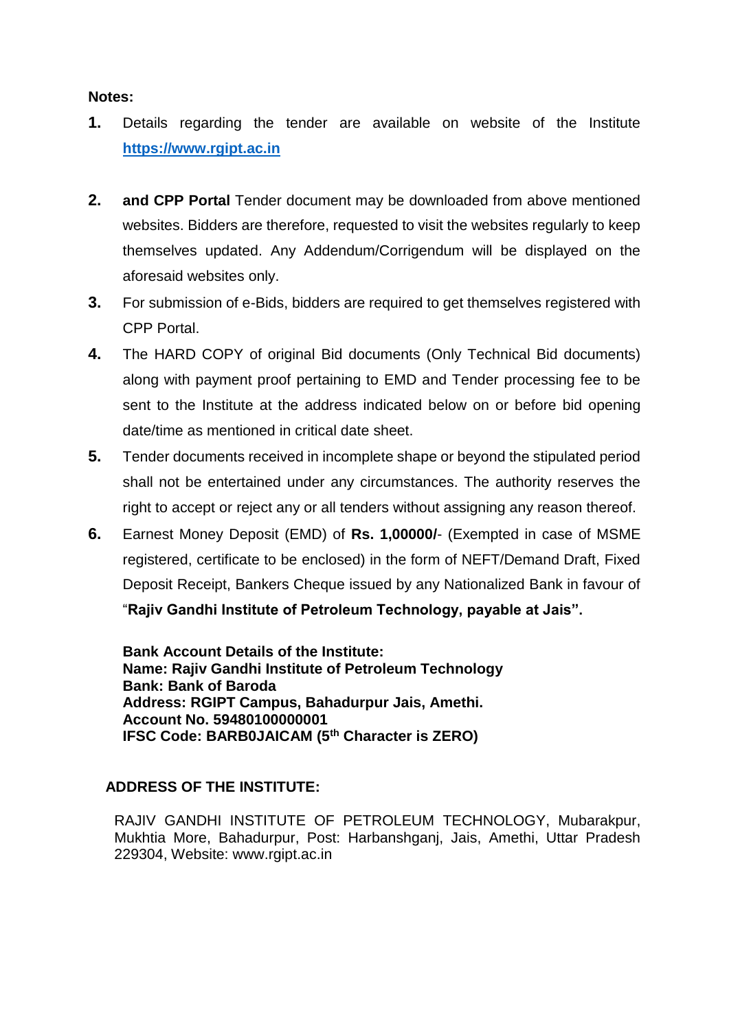**Notes:**

1. Details regarding the tender are available on website of the Institute **https://www.rgipt.ac.in**

2. **and CPP Portal** Tender document may be downloaded from above mentioned websites. Bidders are therefore, requested to visit the websites regularly to keep themselves updated. Any Addendum/Corrigendum will be displayed on the aforesaid websites only.

3. For submission of e-Bids, bidders are required to get themselves registered with CPP Portal.

4. The HARD COPY of original Bid documents (Only Technical Bid documents) along with payment proof pertaining to EMD and Tender processing fee to be sent to the Institute at the address indicated below on or before bid opening date/time as mentioned in critical date sheet.

5. Tender documents received in incomplete shape or beyond the stipulated period shall not be entertained under any circumstances. The authority reserves the right to accept or reject any or all tenders without assigning any reason thereof.

6. Earnest Money Deposit (EMD) of **Rs. 1,00000/**- (Exempted in case of MSME registered, certificate to be enclosed) in the form of NEFT/Demand Draft, Fixed Deposit Receipt, Bankers Cheque issued by any Nationalized Bank in favour of "**Rajiv Gandhi Institute of Petroleum Technology, payable at Jais".**

   **Bank Account Details of the Institute:**
   **Name: Rajiv Gandhi Institute of Petroleum Technology**
   **Bank: Bank of Baroda**
   **Address: RGIPT Campus, Bahadurpur Jais, Amethi.**
   **Account No. 59480100000001**
   **IFSC Code: BARB0JAICAM (5th Character is ZERO)**

**ADDRESS OF THE INSTITUTE:**

RAJIV GANDHI INSTITUTE OF PETROLEUM TECHNOLOGY, Mubarakpur, Mukhtia More, Bahadurpur, Post: Harbanshganj, Jais, Amethi, Uttar Pradesh 229304, Website: www.rgipt.ac.in